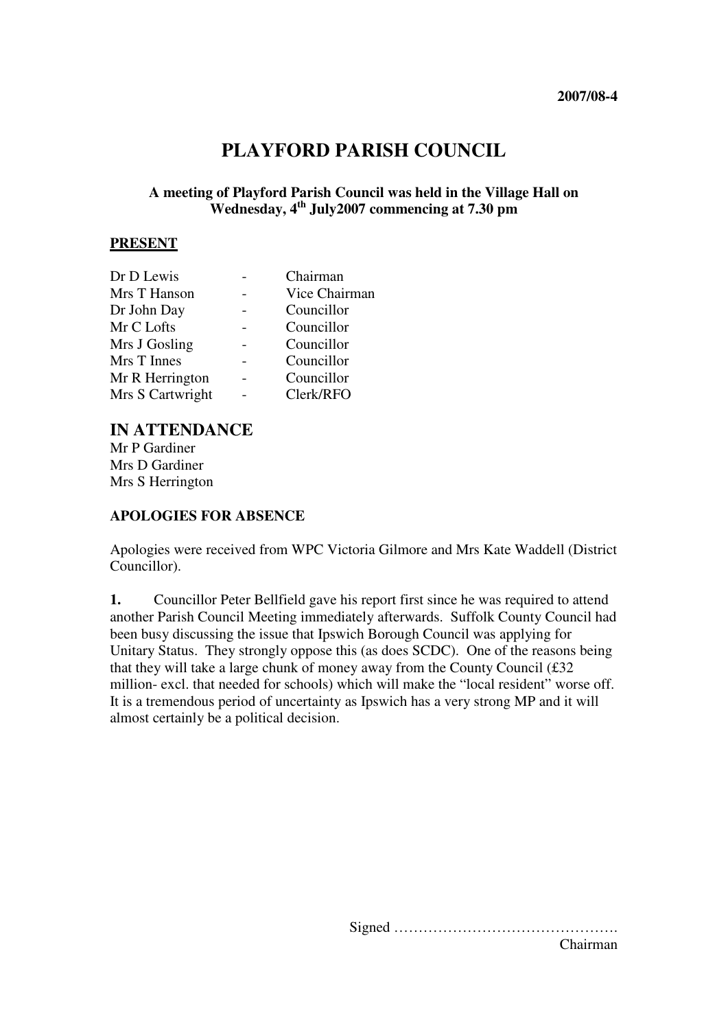**2007/08-4**

# PLAYFORD PARISH COUNCIL

**A meeting of Playford Parish Council was held in the Village Hall on Wednesday, 4th July2007 commencing at 7.30 pm**

**PRESENT**

| | | |
|---|---|---|
| Dr D Lewis | - | Chairman |
| Mrs T Hanson | - | Vice Chairman |
| Dr John Day | - | Councillor |
| Mr C Lofts | - | Councillor |
| Mrs J Gosling | - | Councillor |
| Mrs T Innes | - | Councillor |
| Mr R Herrington | - | Councillor |
| Mrs S Cartwright | - | Clerk/RFO |

## IN ATTENDANCE

Mr P Gardiner
Mrs D Gardiner
Mrs S Herrington

**APOLOGIES FOR ABSENCE**

Apologies were received from WPC Victoria Gilmore and Mrs Kate Waddell (District Councillor).

**1.** Councillor Peter Bellfield gave his report first since he was required to attend another Parish Council Meeting immediately afterwards. Suffolk County Council had been busy discussing the issue that Ipswich Borough Council was applying for Unitary Status. They strongly oppose this (as does SCDC). One of the reasons being that they will take a large chunk of money away from the County Council (£32 million- excl. that needed for schools) which will make the "local resident" worse off. It is a tremendous period of uncertainty as Ipswich has a very strong MP and it will almost certainly be a political decision.

Signed ……………………………………….
Chairman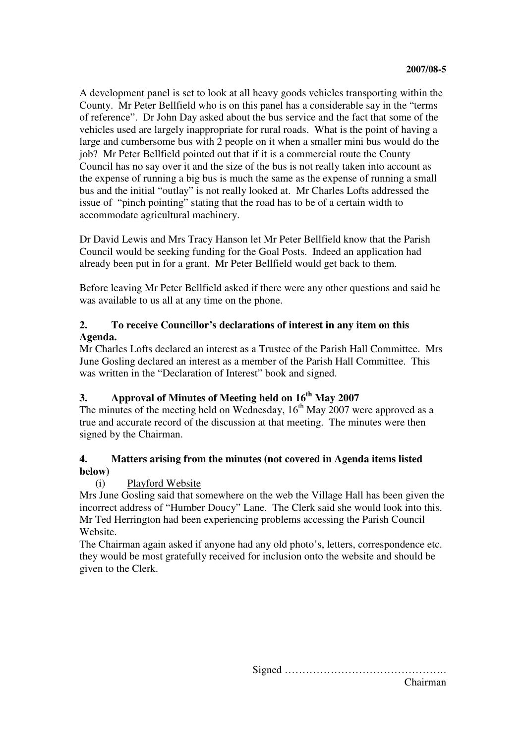A development panel is set to look at all heavy goods vehicles transporting within the County. Mr Peter Bellfield who is on this panel has a considerable say in the "terms of reference". Dr John Day asked about the bus service and the fact that some of the vehicles used are largely inappropriate for rural roads. What is the point of having a large and cumbersome bus with 2 people on it when a smaller mini bus would do the job? Mr Peter Bellfield pointed out that if it is a commercial route the County Council has no say over it and the size of the bus is not really taken into account as the expense of running a big bus is much the same as the expense of running a small bus and the initial "outlay" is not really looked at. Mr Charles Lofts addressed the issue of "pinch pointing" stating that the road has to be of a certain width to accommodate agricultural machinery.

Dr David Lewis and Mrs Tracy Hanson let Mr Peter Bellfield know that the Parish Council would be seeking funding for the Goal Posts. Indeed an application had already been put in for a grant. Mr Peter Bellfield would get back to them.

Before leaving Mr Peter Bellfield asked if there were any other questions and said he was available to us all at any time on the phone.

## 2. To receive Councillor's declarations of interest in any item on this Agenda.

Mr Charles Lofts declared an interest as a Trustee of the Parish Hall Committee. Mrs June Gosling declared an interest as a member of the Parish Hall Committee. This was written in the "Declaration of Interest" book and signed.

## 3. Approval of Minutes of Meeting held on 16th May 2007

The minutes of the meeting held on Wednesday, 16th May 2007 were approved as a true and accurate record of the discussion at that meeting. The minutes were then signed by the Chairman.

## 4. Matters arising from the minutes (not covered in Agenda items listed below)

(i) Playford Website

Mrs June Gosling said that somewhere on the web the Village Hall has been given the incorrect address of "Humber Doucy" Lane. The Clerk said she would look into this. Mr Ted Herrington had been experiencing problems accessing the Parish Council Website.

The Chairman again asked if anyone had any old photo's, letters, correspondence etc. they would be most gratefully received for inclusion onto the website and should be given to the Clerk.

Signed ……………………………………….
Chairman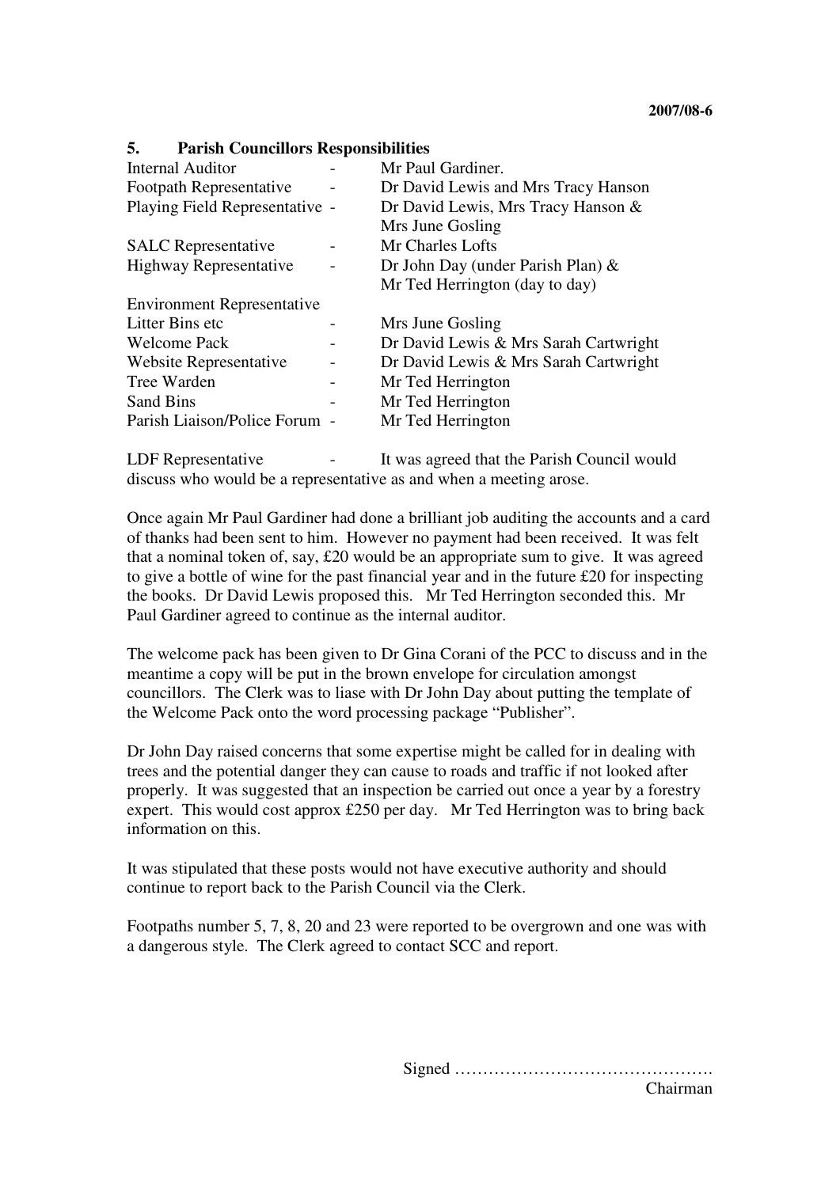## 5. Parish Councillors Responsibilities

| | | |
|---|---|---|
| Internal Auditor | - | Mr Paul Gardiner. |
| Footpath Representative | - | Dr David Lewis and Mrs Tracy Hanson |
| Playing Field Representative | - | Dr David Lewis, Mrs Tracy Hanson & Mrs June Gosling |
| SALC Representative | - | Mr Charles Lofts |
| Highway Representative | - | Dr John Day (under Parish Plan) & Mr Ted Herrington (day to day) |
| Environment Representative | | |
| Litter Bins etc | - | Mrs June Gosling |
| Welcome Pack | - | Dr David Lewis & Mrs Sarah Cartwright |
| Website Representative | - | Dr David Lewis & Mrs Sarah Cartwright |
| Tree Warden | - | Mr Ted Herrington |
| Sand Bins | - | Mr Ted Herrington |
| Parish Liaison/Police Forum | - | Mr Ted Herrington |

LDF Representative - It was agreed that the Parish Council would discuss who would be a representative as and when a meeting arose.

Once again Mr Paul Gardiner had done a brilliant job auditing the accounts and a card of thanks had been sent to him. However no payment had been received. It was felt that a nominal token of, say, £20 would be an appropriate sum to give. It was agreed to give a bottle of wine for the past financial year and in the future £20 for inspecting the books. Dr David Lewis proposed this. Mr Ted Herrington seconded this. Mr Paul Gardiner agreed to continue as the internal auditor.

The welcome pack has been given to Dr Gina Corani of the PCC to discuss and in the meantime a copy will be put in the brown envelope for circulation amongst councillors. The Clerk was to liase with Dr John Day about putting the template of the Welcome Pack onto the word processing package "Publisher".

Dr John Day raised concerns that some expertise might be called for in dealing with trees and the potential danger they can cause to roads and traffic if not looked after properly. It was suggested that an inspection be carried out once a year by a forestry expert. This would cost approx £250 per day. Mr Ted Herrington was to bring back information on this.

It was stipulated that these posts would not have executive authority and should continue to report back to the Parish Council via the Clerk.

Footpaths number 5, 7, 8, 20 and 23 were reported to be overgrown and one was with a dangerous style. The Clerk agreed to contact SCC and report.

Signed ……………………………………….
Chairman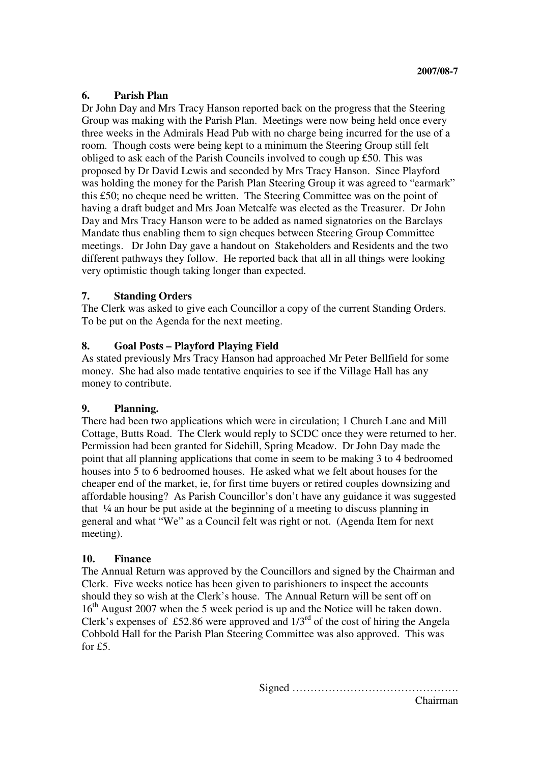### 6. Parish Plan

Dr John Day and Mrs Tracy Hanson reported back on the progress that the Steering Group was making with the Parish Plan. Meetings were now being held once every three weeks in the Admirals Head Pub with no charge being incurred for the use of a room. Though costs were being kept to a minimum the Steering Group still felt obliged to ask each of the Parish Councils involved to cough up £50. This was proposed by Dr David Lewis and seconded by Mrs Tracy Hanson. Since Playford was holding the money for the Parish Plan Steering Group it was agreed to "earmark" this £50; no cheque need be written. The Steering Committee was on the point of having a draft budget and Mrs Joan Metcalfe was elected as the Treasurer. Dr John Day and Mrs Tracy Hanson were to be added as named signatories on the Barclays Mandate thus enabling them to sign cheques between Steering Group Committee meetings. Dr John Day gave a handout on Stakeholders and Residents and the two different pathways they follow. He reported back that all in all things were looking very optimistic though taking longer than expected.

### 7. Standing Orders

The Clerk was asked to give each Councillor a copy of the current Standing Orders. To be put on the Agenda for the next meeting.

### 8. Goal Posts – Playford Playing Field

As stated previously Mrs Tracy Hanson had approached Mr Peter Bellfield for some money. She had also made tentative enquiries to see if the Village Hall has any money to contribute.

### 9. Planning.

There had been two applications which were in circulation; 1 Church Lane and Mill Cottage, Butts Road. The Clerk would reply to SCDC once they were returned to her. Permission had been granted for Sidehill, Spring Meadow. Dr John Day made the point that all planning applications that come in seem to be making 3 to 4 bedroomed houses into 5 to 6 bedroomed houses. He asked what we felt about houses for the cheaper end of the market, ie, for first time buyers or retired couples downsizing and affordable housing? As Parish Councillor's don't have any guidance it was suggested that ¼ an hour be put aside at the beginning of a meeting to discuss planning in general and what "We" as a Council felt was right or not. (Agenda Item for next meeting).

### 10. Finance

The Annual Return was approved by the Councillors and signed by the Chairman and Clerk. Five weeks notice has been given to parishioners to inspect the accounts should they so wish at the Clerk's house. The Annual Return will be sent off on 16th August 2007 when the 5 week period is up and the Notice will be taken down. Clerk's expenses of £52.86 were approved and 1/3rd of the cost of hiring the Angela Cobbold Hall for the Parish Plan Steering Committee was also approved. This was for £5.

Signed ……………………………………….

Chairman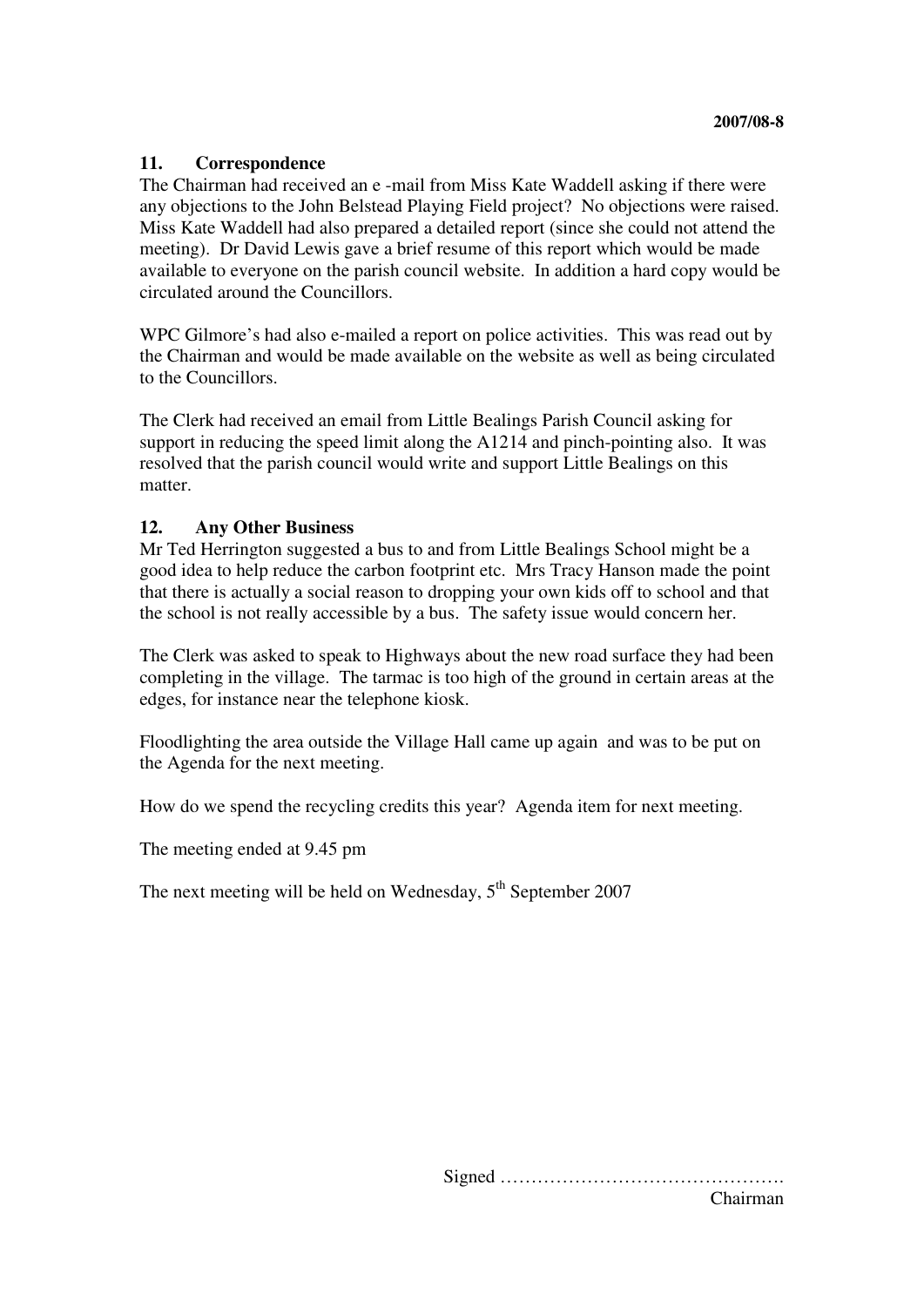**2007/08-8**

## 11. Correspondence

The Chairman had received an e -mail from Miss Kate Waddell asking if there were any objections to the John Belstead Playing Field project? No objections were raised. Miss Kate Waddell had also prepared a detailed report (since she could not attend the meeting). Dr David Lewis gave a brief resume of this report which would be made available to everyone on the parish council website. In addition a hard copy would be circulated around the Councillors.

WPC Gilmore's had also e-mailed a report on police activities. This was read out by the Chairman and would be made available on the website as well as being circulated to the Councillors.

The Clerk had received an email from Little Bealings Parish Council asking for support in reducing the speed limit along the A1214 and pinch-pointing also. It was resolved that the parish council would write and support Little Bealings on this matter.

## 12. Any Other Business

Mr Ted Herrington suggested a bus to and from Little Bealings School might be a good idea to help reduce the carbon footprint etc. Mrs Tracy Hanson made the point that there is actually a social reason to dropping your own kids off to school and that the school is not really accessible by a bus. The safety issue would concern her.

The Clerk was asked to speak to Highways about the new road surface they had been completing in the village. The tarmac is too high of the ground in certain areas at the edges, for instance near the telephone kiosk.

Floodlighting the area outside the Village Hall came up again and was to be put on the Agenda for the next meeting.

How do we spend the recycling credits this year? Agenda item for next meeting.

The meeting ended at 9.45 pm

The next meeting will be held on Wednesday, 5th September 2007

Signed ……………………………………….
Chairman